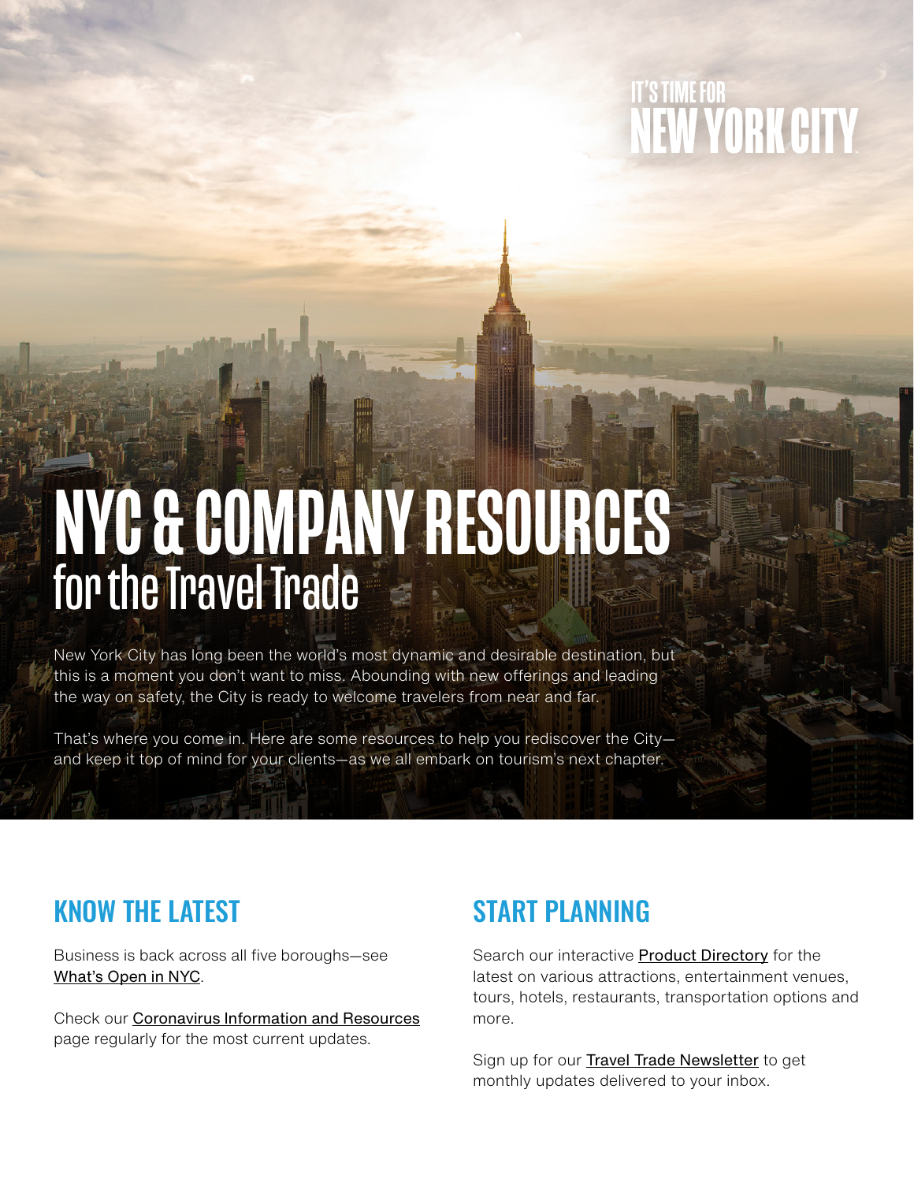IT'S TIME FOR NEW YORK CITY

# NYC & COMPANY RESOURCES for the Travel Trade

New York City has long been the world's most dynamic and desirable destination, but this is a moment you don't want to miss. Abounding with new offerings and leading the way on safety, the City is ready to welcome travelers from near and far.

That's where you come in. Here are some resources to help you rediscover the City—and keep it top of mind for your clients—as we all embark on tourism's next chapter.

## KNOW THE LATEST

Business is back across all five boroughs—see What's Open in NYC.

Check our Coronavirus Information and Resources page regularly for the most current updates.

## START PLANNING

Search our interactive Product Directory for the latest on various attractions, entertainment venues, tours, hotels, restaurants, transportation options and more.

Sign up for our Travel Trade Newsletter to get monthly updates delivered to your inbox.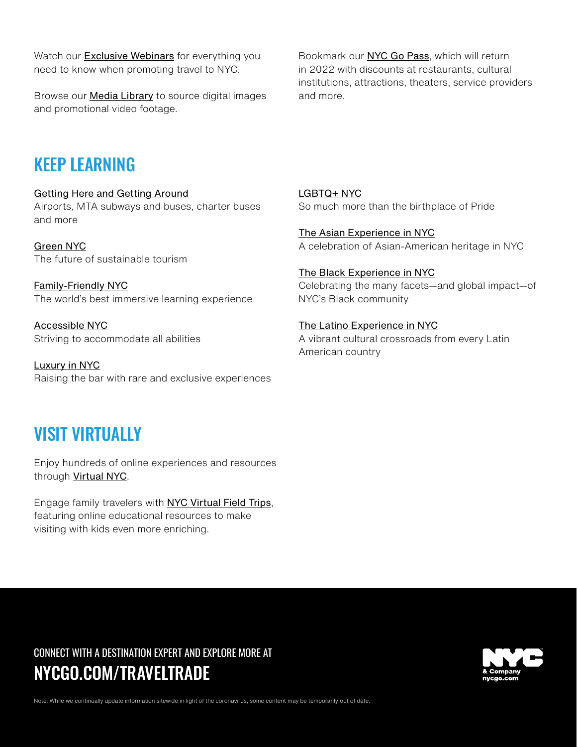Watch our Exclusive Webinars for everything you need to know when promoting travel to NYC.

Browse our Media Library to source digital images and promotional video footage.

Bookmark our NYC Go Pass, which will return in 2022 with discounts at restaurants, cultural institutions, attractions, theaters, service providers and more.

## KEEP LEARNING

Getting Here and Getting Around
Airports, MTA subways and buses, charter buses and more

Green NYC
The future of sustainable tourism

Family-Friendly NYC
The world's best immersive learning experience

Accessible NYC
Striving to accommodate all abilities

Luxury in NYC
Raising the bar with rare and exclusive experiences

LGBTQ+ NYC
So much more than the birthplace of Pride

The Asian Experience in NYC
A celebration of Asian-American heritage in NYC

The Black Experience in NYC
Celebrating the many facets—and global impact—of NYC's Black community

The Latino Experience in NYC
A vibrant cultural crossroads from every Latin American country

## VISIT VIRTUALLY

Enjoy hundreds of online experiences and resources through Virtual NYC.

Engage family travelers with NYC Virtual Field Trips, featuring online educational resources to make visiting with kids even more enriching.

CONNECT WITH A DESTINATION EXPERT AND EXPLORE MORE AT
**NYCGO.COM/TRAVELTRADE**

NYC & Company
nycgo.com

Note: While we continually update information sitewide in light of the coronavirus, some content may be temporarily out of date.